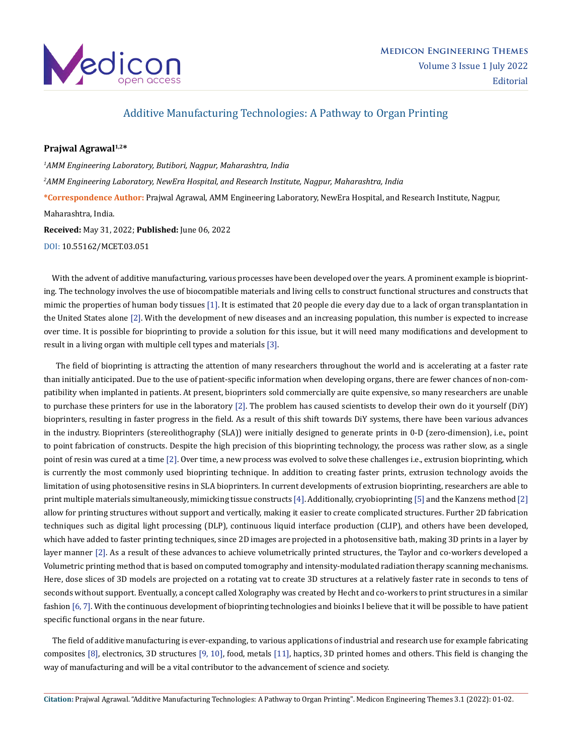# Additive Manufacturing Technologies: A Pathway to Organ Printing

**Prajwal Agrawal[1,2]***

*[1]AMM Engineering Laboratory, Butibori, Nagpur, Maharashtra, India*

*[2]AMM Engineering Laboratory, NewEra Hospital, and Research Institute, Nagpur, Maharashtra, India*

***Correspondence Author:** Prajwal Agrawal, AMM Engineering Laboratory, NewEra Hospital, and Research Institute, Nagpur, Maharashtra, India.

**Received:** May 31, 2022; **Published:** June 06, 2022

DOI: 10.55162/MCET.03.051

With the advent of additive manufacturing, various processes have been developed over the years. A prominent example is bioprinting. The technology involves the use of biocompatible materials and living cells to construct functional structures and constructs that mimic the properties of human body tissues [1]. It is estimated that 20 people die every day due to a lack of organ transplantation in the United States alone [2]. With the development of new diseases and an increasing population, this number is expected to increase over time. It is possible for bioprinting to provide a solution for this issue, but it will need many modifications and development to result in a living organ with multiple cell types and materials [3].

The field of bioprinting is attracting the attention of many researchers throughout the world and is accelerating at a faster rate than initially anticipated. Due to the use of patient-specific information when developing organs, there are fewer chances of non-compatibility when implanted in patients. At present, bioprinters sold commercially are quite expensive, so many researchers are unable to purchase these printers for use in the laboratory [2]. The problem has caused scientists to develop their own do it yourself (DiY) bioprinters, resulting in faster progress in the field. As a result of this shift towards DiY systems, there have been various advances in the industry. Bioprinters (stereolithography (SLA)) were initially designed to generate prints in 0-D (zero-dimension), i.e., point to point fabrication of constructs. Despite the high precision of this bioprinting technology, the process was rather slow, as a single point of resin was cured at a time [2]. Over time, a new process was evolved to solve these challenges i.e., extrusion bioprinting, which is currently the most commonly used bioprinting technique. In addition to creating faster prints, extrusion technology avoids the limitation of using photosensitive resins in SLA bioprinters. In current developments of extrusion bioprinting, researchers are able to print multiple materials simultaneously, mimicking tissue constructs [4]. Additionally, cryobioprinting [5] and the Kanzens method [2] allow for printing structures without support and vertically, making it easier to create complicated structures. Further 2D fabrication techniques such as digital light processing (DLP), continuous liquid interface production (CLIP), and others have been developed, which have added to faster printing techniques, since 2D images are projected in a photosensitive bath, making 3D prints in a layer by layer manner [2]. As a result of these advances to achieve volumetrically printed structures, the Taylor and co-workers developed a Volumetric printing method that is based on computed tomography and intensity-modulated radiation therapy scanning mechanisms. Here, dose slices of 3D models are projected on a rotating vat to create 3D structures at a relatively faster rate in seconds to tens of seconds without support. Eventually, a concept called Xolography was created by Hecht and co-workers to print structures in a similar fashion [6, 7]. With the continuous development of bioprinting technologies and bioinks I believe that it will be possible to have patient specific functional organs in the near future.

The field of additive manufacturing is ever-expanding, to various applications of industrial and research use for example fabricating composites [8], electronics, 3D structures [9, 10], food, metals [11], haptics, 3D printed homes and others. This field is changing the way of manufacturing and will be a vital contributor to the advancement of science and society.

**Citation:** Prajwal Agrawal. "Additive Manufacturing Technologies: A Pathway to Organ Printing". Medicon Engineering Themes 3.1 (2022): 01-02.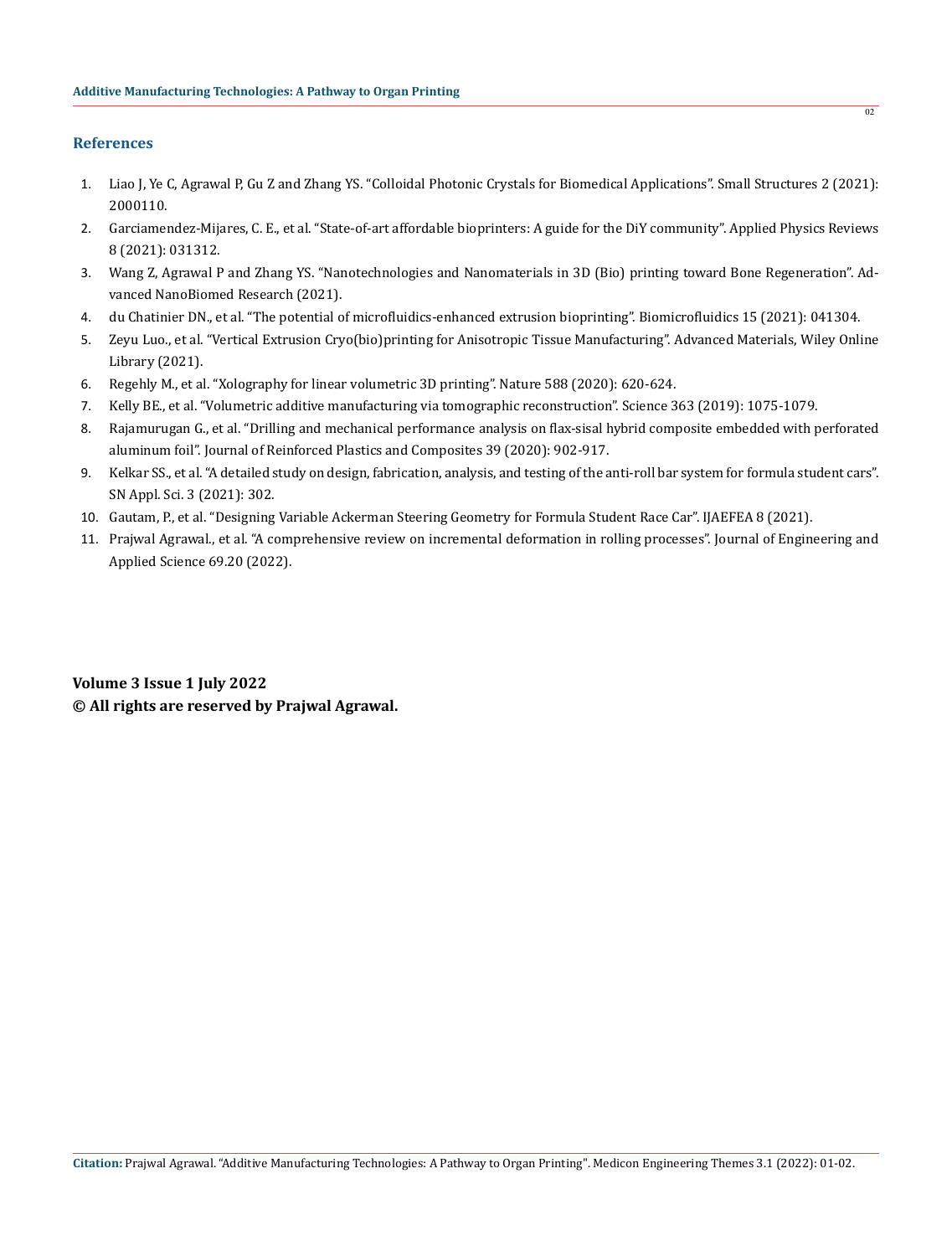## References

1. Liao J, Ye C, Agrawal P, Gu Z and Zhang YS. "Colloidal Photonic Crystals for Biomedical Applications". Small Structures 2 (2021): 2000110.
2. Garciamendez-Mijares, C. E., et al. "State-of-art affordable bioprinters: A guide for the DiY community". Applied Physics Reviews 8 (2021): 031312.
3. Wang Z, Agrawal P and Zhang YS. "Nanotechnologies and Nanomaterials in 3D (Bio) printing toward Bone Regeneration". Advanced NanoBiomed Research (2021).
4. du Chatinier DN., et al. "The potential of microfluidics-enhanced extrusion bioprinting". Biomicrofluidics 15 (2021): 041304.
5. Zeyu Luo., et al. "Vertical Extrusion Cryo(bio)printing for Anisotropic Tissue Manufacturing". Advanced Materials, Wiley Online Library (2021).
6. Regehly M., et al. "Xolography for linear volumetric 3D printing". Nature 588 (2020): 620-624.
7. Kelly BE., et al. "Volumetric additive manufacturing via tomographic reconstruction". Science 363 (2019): 1075-1079.
8. Rajamurugan G., et al. "Drilling and mechanical performance analysis on flax-sisal hybrid composite embedded with perforated aluminum foil". Journal of Reinforced Plastics and Composites 39 (2020): 902-917.
9. Kelkar SS., et al. "A detailed study on design, fabrication, analysis, and testing of the anti-roll bar system for formula student cars". SN Appl. Sci. 3 (2021): 302.
10. Gautam, P., et al. "Designing Variable Ackerman Steering Geometry for Formula Student Race Car". IJAEFEA 8 (2021).
11. Prajwal Agrawal., et al. "A comprehensive review on incremental deformation in rolling processes". Journal of Engineering and Applied Science 69.20 (2022).

**Volume 3 Issue 1 July 2022**
**© All rights are reserved by Prajwal Agrawal.**